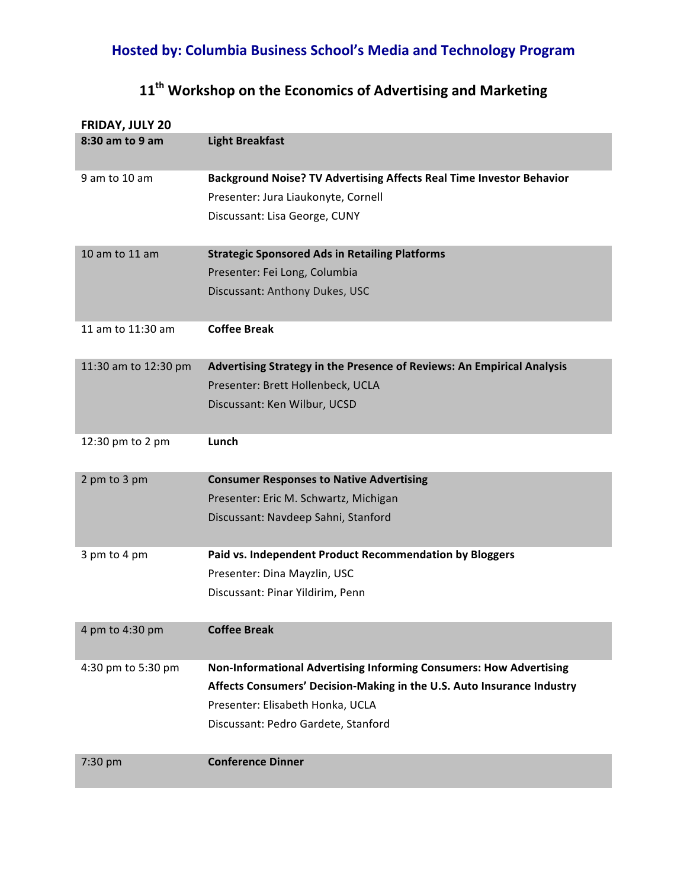## Hosted by: Columbia Business School's Media and Technology Program

# 11th Workshop on the Economics of Advertising and Marketing

**FRIDAY, JULY 20**

| | |
|---|---|
| **8:30 am to 9 am** | **Light Breakfast** |
| 9 am to 10 am | **Background Noise? TV Advertising Affects Real Time Investor Behavior**<br>Presenter: Jura Liaukonyte, Cornell<br>Discussant: Lisa George, CUNY |
| 10 am to 11 am | **Strategic Sponsored Ads in Retailing Platforms**<br>Presenter: Fei Long, Columbia<br>Discussant: Anthony Dukes, USC |
| 11 am to 11:30 am | **Coffee Break** |
| 11:30 am to 12:30 pm | **Advertising Strategy in the Presence of Reviews: An Empirical Analysis**<br>Presenter: Brett Hollenbeck, UCLA<br>Discussant: Ken Wilbur, UCSD |
| 12:30 pm to 2 pm | **Lunch** |
| 2 pm to 3 pm | **Consumer Responses to Native Advertising**<br>Presenter: Eric M. Schwartz, Michigan<br>Discussant: Navdeep Sahni, Stanford |
| 3 pm to 4 pm | **Paid vs. Independent Product Recommendation by Bloggers**<br>Presenter: Dina Mayzlin, USC<br>Discussant: Pinar Yildirim, Penn |
| 4 pm to 4:30 pm | **Coffee Break** |
| 4:30 pm to 5:30 pm | **Non-Informational Advertising Informing Consumers: How Advertising Affects Consumers' Decision-Making in the U.S. Auto Insurance Industry**<br>Presenter: Elisabeth Honka, UCLA<br>Discussant: Pedro Gardete, Stanford |
| 7:30 pm | **Conference Dinner** |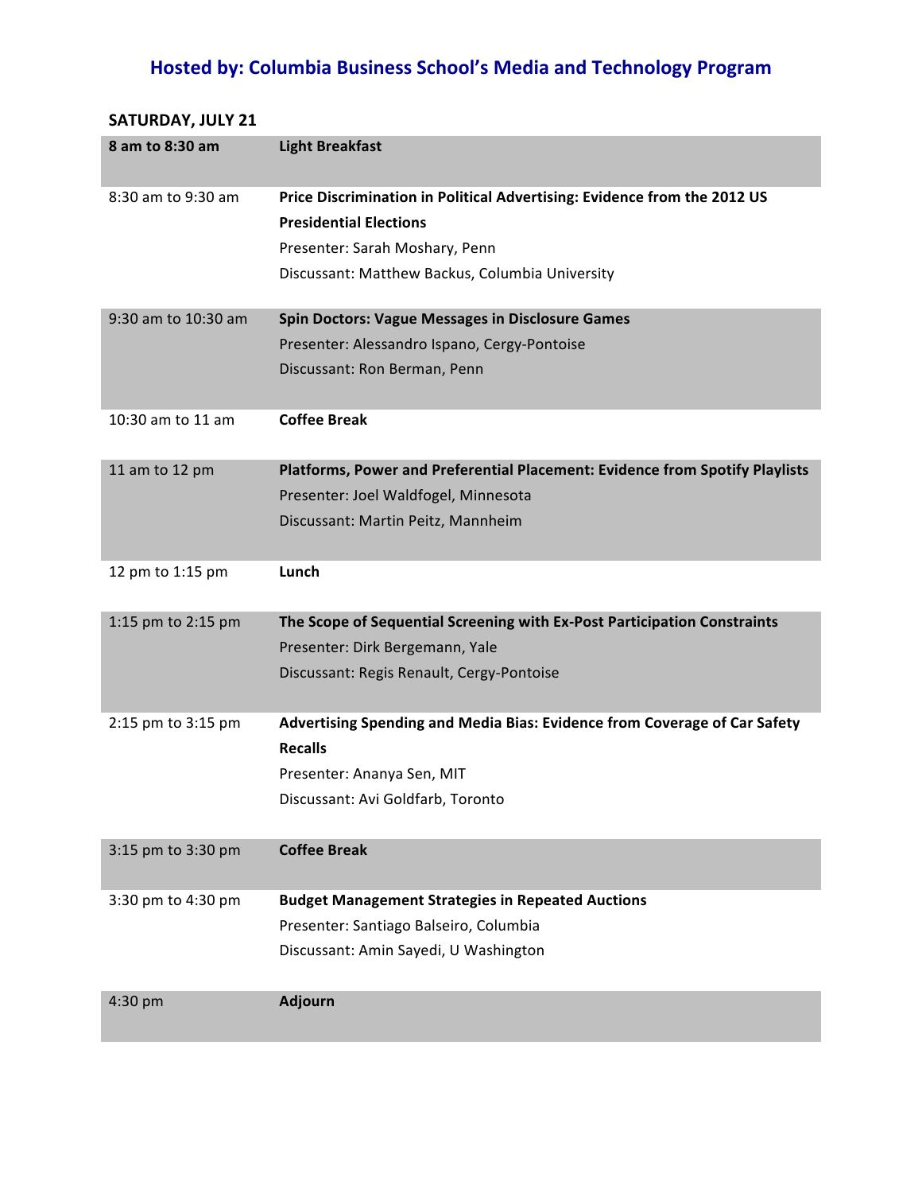## Hosted by: Columbia Business School's Media and Technology Program

**SATURDAY, JULY 21**

| | |
|---|---|
| **8 am to 8:30 am** | **Light Breakfast** |
| 8:30 am to 9:30 am | **Price Discrimination in Political Advertising: Evidence from the 2012 US Presidential Elections**<br>Presenter: Sarah Moshary, Penn<br>Discussant: Matthew Backus, Columbia University |
| 9:30 am to 10:30 am | **Spin Doctors: Vague Messages in Disclosure Games**<br>Presenter: Alessandro Ispano, Cergy-Pontoise<br>Discussant: Ron Berman, Penn |
| 10:30 am to 11 am | **Coffee Break** |
| 11 am to 12 pm | **Platforms, Power and Preferential Placement: Evidence from Spotify Playlists**<br>Presenter: Joel Waldfogel, Minnesota<br>Discussant: Martin Peitz, Mannheim |
| 12 pm to 1:15 pm | **Lunch** |
| 1:15 pm to 2:15 pm | **The Scope of Sequential Screening with Ex-Post Participation Constraints**<br>Presenter: Dirk Bergemann, Yale<br>Discussant: Regis Renault, Cergy-Pontoise |
| 2:15 pm to 3:15 pm | **Advertising Spending and Media Bias: Evidence from Coverage of Car Safety Recalls**<br>Presenter: Ananya Sen, MIT<br>Discussant: Avi Goldfarb, Toronto |
| 3:15 pm to 3:30 pm | **Coffee Break** |
| 3:30 pm to 4:30 pm | **Budget Management Strategies in Repeated Auctions**<br>Presenter: Santiago Balseiro, Columbia<br>Discussant: Amin Sayedi, U Washington |
| 4:30 pm | **Adjourn** |